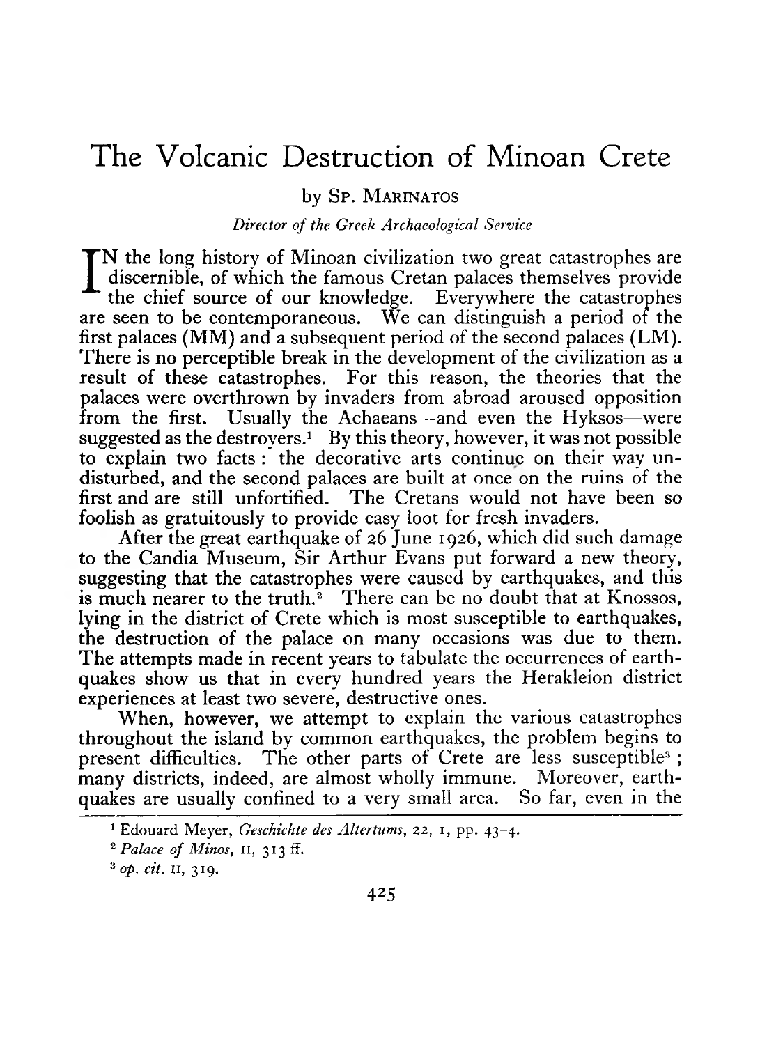# The Volcanic Destruction of Minoan Crete

by SP. MARINATOS

*Director of the Greek Archaeological Service*

IN the long history of Minoan civilization two great catastrophes are discernible, of which the famous Cretan palaces themselves provide the chief source of our knowledge. Everywhere the catastrophes are seen to be contemporaneous. We can distinguish a period of the first palaces (MM) and a subsequent period of the second palaces (LM). There is no perceptible break in the development of the civilization as a result of these catastrophes. For this reason, the theories that the palaces were overthrown by invaders from abroad aroused opposition from the first. Usually the Achaeans—and even the Hyksos—were suggested as the destroyers.[1] By this theory, however, it was not possible to explain two facts: the decorative arts continue on their way undisturbed, and the second palaces are built at once on the ruins of the first and are still unfortified. The Cretans would not have been so foolish as gratuitously to provide easy loot for fresh invaders.

After the great earthquake of 26 June 1926, which did such damage to the Candia Museum, Sir Arthur Evans put forward a new theory, suggesting that the catastrophes were caused by earthquakes, and this is much nearer to the truth.[2] There can be no doubt that at Knossos, lying in the district of Crete which is most susceptible to earthquakes, the destruction of the palace on many occasions was due to them. The attempts made in recent years to tabulate the occurrences of earthquakes show us that in every hundred years the Herakleion district experiences at least two severe, destructive ones.

When, however, we attempt to explain the various catastrophes throughout the island by common earthquakes, the problem begins to present difficulties. The other parts of Crete are less susceptible[3]; many districts, indeed, are almost wholly immune. Moreover, earthquakes are usually confined to a very small area. So far, even in the

---

[1] Edouard Meyer, *Geschichte des Altertums*, 22, 1, pp. 43–4.

[2] *Palace of Minos*, II, 313 ff.

[3] *op. cit.* II, 319.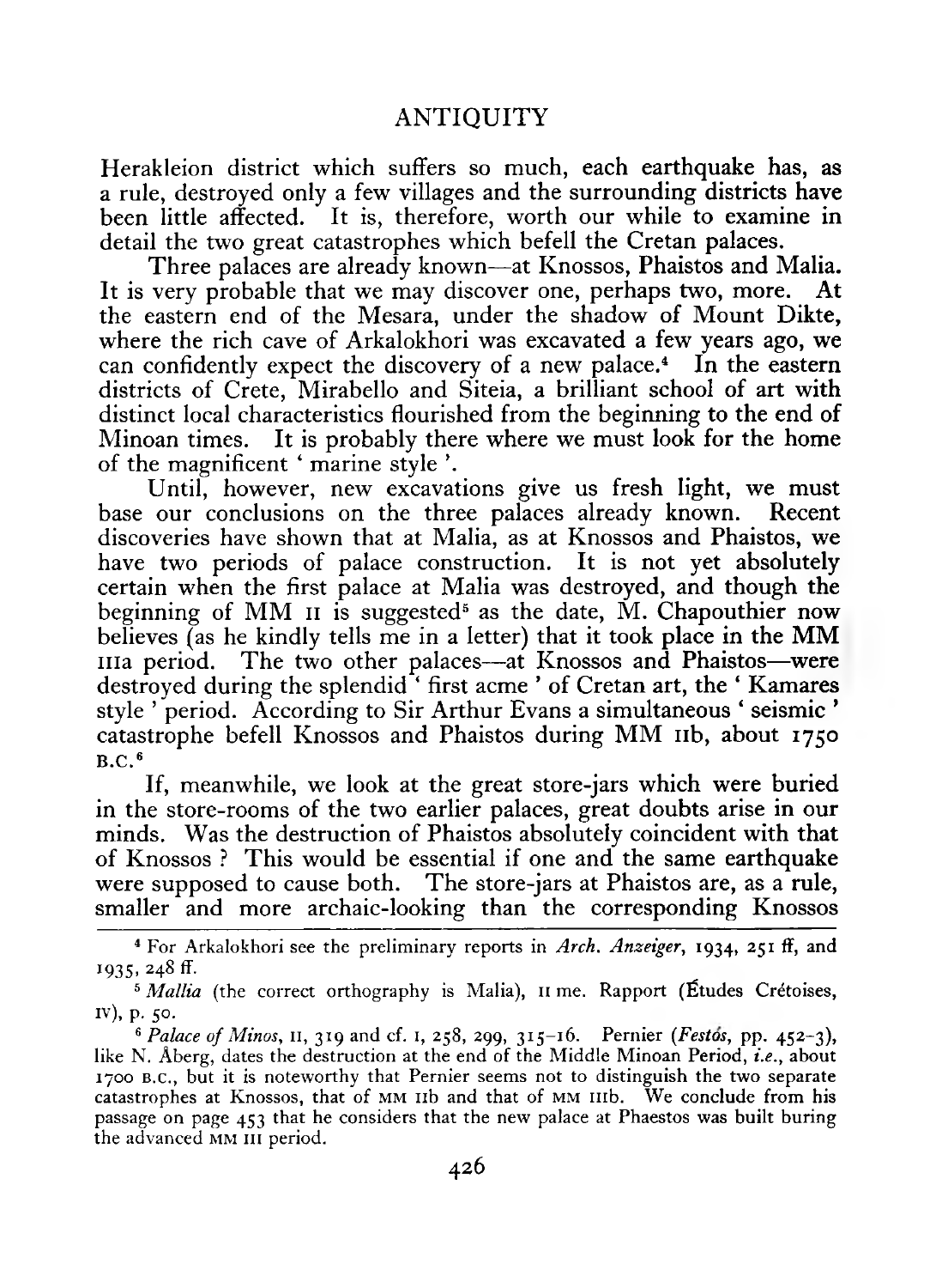Herakleion district which suffers so much, each earthquake has, as a rule, destroyed only a few villages and the surrounding districts have been little affected. It is, therefore, worth our while to examine in detail the two great catastrophes which befell the Cretan palaces.

Three palaces are already known—at Knossos, Phaistos and Malia. It is very probable that we may discover one, perhaps two, more. At the eastern end of the Mesara, under the shadow of Mount Dikte, where the rich cave of Arkalokhori was excavated a few years ago, we can confidently expect the discovery of a new palace.[4] In the eastern districts of Crete, Mirabello and Siteia, a brilliant school of art with distinct local characteristics flourished from the beginning to the end of Minoan times. It is probably there where we must look for the home of the magnificent 'marine style'.

Until, however, new excavations give us fresh light, we must base our conclusions on the three palaces already known. Recent discoveries have shown that at Malia, as at Knossos and Phaistos, we have two periods of palace construction. It is not yet absolutely certain when the first palace at Malia was destroyed, and though the beginning of MM II is suggested[5] as the date, M. Chapouthier now believes (as he kindly tells me in a letter) that it took place in the MM IIIa period. The two other palaces—at Knossos and Phaistos—were destroyed during the splendid 'first acme' of Cretan art, the 'Kamares style' period. According to Sir Arthur Evans a simultaneous 'seismic' catastrophe befell Knossos and Phaistos during MM IIb, about 1750 B.C.[6]

If, meanwhile, we look at the great store-jars which were buried in the store-rooms of the two earlier palaces, great doubts arise in our minds. Was the destruction of Phaistos absolutely coincident with that of Knossos? This would be essential if one and the same earthquake were supposed to cause both. The store-jars at Phaistos are, as a rule, smaller and more archaic-looking than the corresponding Knossos

---

[4] For Arkalokhori see the preliminary reports in *Arch. Anzeiger*, 1934, 251 ff, and 1935, 248 ff.

[5] *Mallia* (the correct orthography is Malia), II me. Rapport (Études Crétoises, IV), p. 50.

[6] *Palace of Minos*, II, 319 and cf. I, 258, 299, 315–16. Pernier (*Festós*, pp. 452–3), like N. Åberg, dates the destruction at the end of the Middle Minoan Period, *i.e.*, about 1700 B.C., but it is noteworthy that Pernier seems not to distinguish the two separate catastrophes at Knossos, that of MM IIb and that of MM IIIb. We conclude from his passage on page 453 that he considers that the new palace at Phaestos was built buring the advanced MM III period.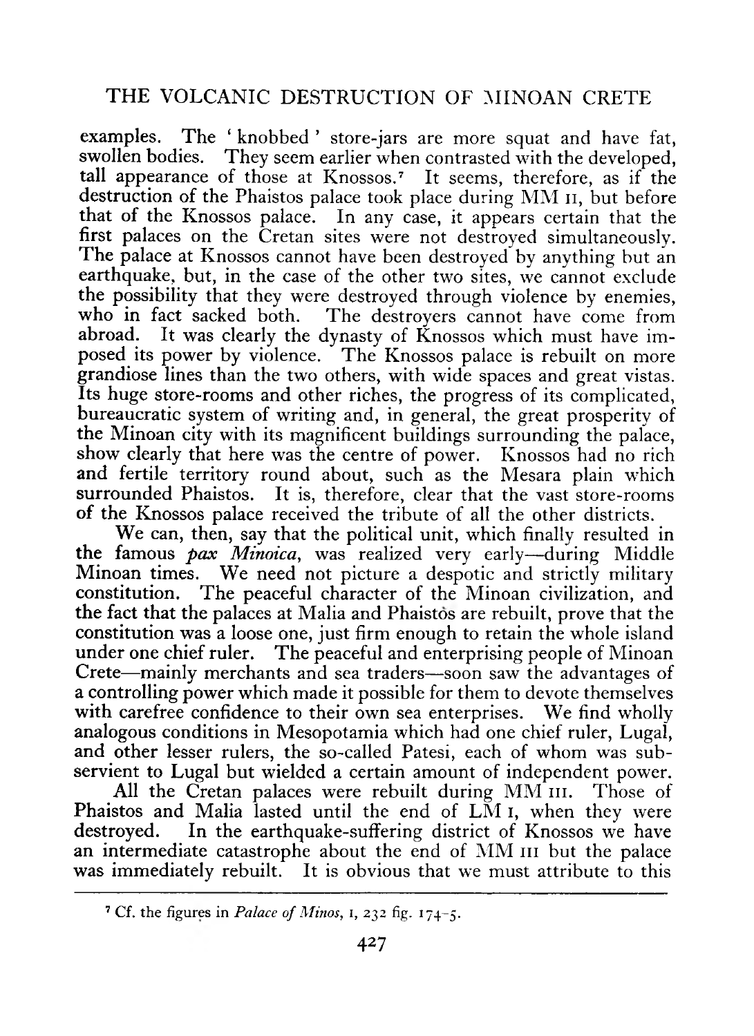examples. The 'knobbed' store-jars are more squat and have fat, swollen bodies. They seem earlier when contrasted with the developed, tall appearance of those at Knossos.[7] It seems, therefore, as if the destruction of the Phaistos palace took place during MM II, but before that of the Knossos palace. In any case, it appears certain that the first palaces on the Cretan sites were not destroyed simultaneously. The palace at Knossos cannot have been destroyed by anything but an earthquake, but, in the case of the other two sites, we cannot exclude the possibility that they were destroyed through violence by enemies, who in fact sacked both. The destroyers cannot have come from abroad. It was clearly the dynasty of Knossos which must have imposed its power by violence. The Knossos palace is rebuilt on more grandiose lines than the two others, with wide spaces and great vistas. Its huge store-rooms and other riches, the progress of its complicated, bureaucratic system of writing and, in general, the great prosperity of the Minoan city with its magnificent buildings surrounding the palace, show clearly that here was the centre of power. Knossos had no rich and fertile territory round about, such as the Mesara plain which surrounded Phaistos. It is, therefore, clear that the vast store-rooms of the Knossos palace received the tribute of all the other districts.

We can, then, say that the political unit, which finally resulted in the famous *pax Minoica*, was realized very early—during Middle Minoan times. We need not picture a despotic and strictly military constitution. The peaceful character of the Minoan civilization, and the fact that the palaces at Malia and Phaistos are rebuilt, prove that the constitution was a loose one, just firm enough to retain the whole island under one chief ruler. The peaceful and enterprising people of Minoan Crete—mainly merchants and sea traders—soon saw the advantages of a controlling power which made it possible for them to devote themselves with carefree confidence to their own sea enterprises. We find wholly analogous conditions in Mesopotamia which had one chief ruler, Lugal, and other lesser rulers, the so-called Patesi, each of whom was subservient to Lugal but wielded a certain amount of independent power.

All the Cretan palaces were rebuilt during MM III. Those of Phaistos and Malia lasted until the end of LM I, when they were destroyed. In the earthquake-suffering district of Knossos we have an intermediate catastrophe about the end of MM III but the palace was immediately rebuilt. It is obvious that we must attribute to this

[7] Cf. the figures in *Palace of Minos*, I, 232 fig. 174–5.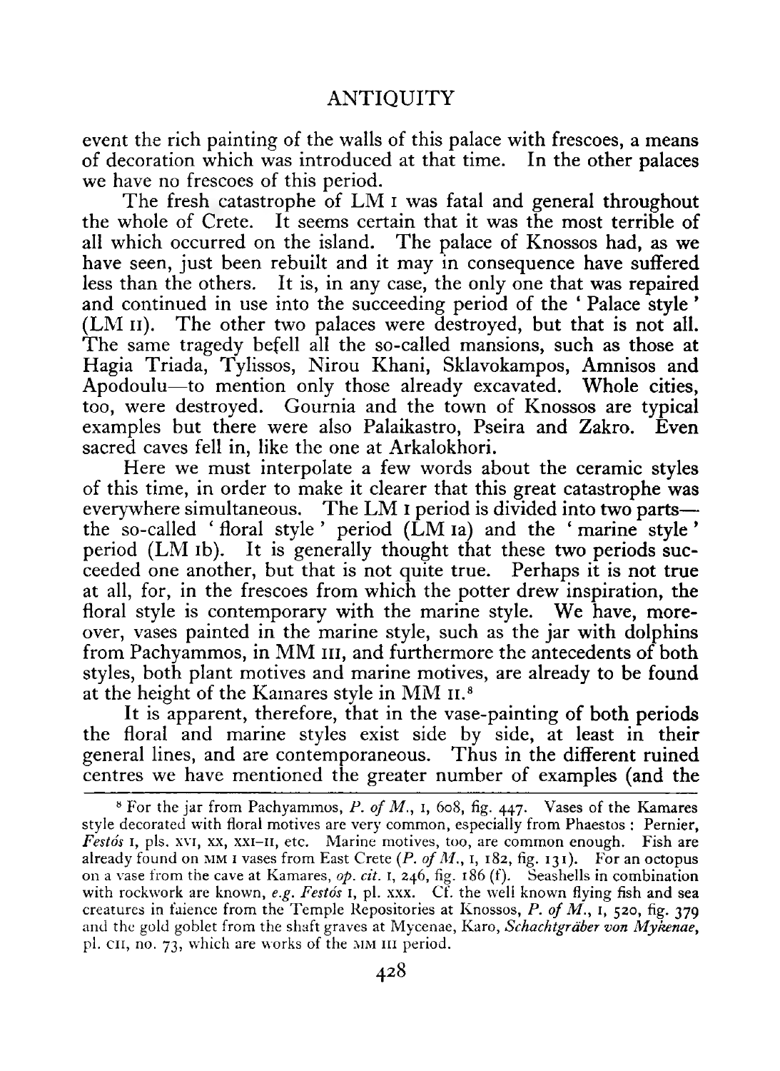event the rich painting of the walls of this palace with frescoes, a means of decoration which was introduced at that time. In the other palaces we have no frescoes of this period.

The fresh catastrophe of LM I was fatal and general throughout the whole of Crete. It seems certain that it was the most terrible of all which occurred on the island. The palace of Knossos had, as we have seen, just been rebuilt and it may in consequence have suffered less than the others. It is, in any case, the only one that was repaired and continued in use into the succeeding period of the 'Palace style' (LM II). The other two palaces were destroyed, but that is not all. The same tragedy befell all the so-called mansions, such as those at Hagia Triada, Tylissos, Nirou Khani, Sklavokampos, Amnisos and Apodoulu—to mention only those already excavated. Whole cities, too, were destroyed. Gournia and the town of Knossos are typical examples but there were also Palaikastro, Pseira and Zakro. Even sacred caves fell in, like the one at Arkalokhori.

Here we must interpolate a few words about the ceramic styles of this time, in order to make it clearer that this great catastrophe was everywhere simultaneous. The LM I period is divided into two parts—the so-called 'floral style' period (LM Ia) and the 'marine style' period (LM Ib). It is generally thought that these two periods succeeded one another, but that is not quite true. Perhaps it is not true at all, for, in the frescoes from which the potter drew inspiration, the floral style is contemporary with the marine style. We have, moreover, vases painted in the marine style, such as the jar with dolphins from Pachyammos, in MM III, and furthermore the antecedents of both styles, both plant motives and marine motives, are already to be found at the height of the Kamares style in MM II.[8]

It is apparent, therefore, that in the vase-painting of both periods the floral and marine styles exist side by side, at least in their general lines, and are contemporaneous. Thus in the different ruined centres we have mentioned the greater number of examples (and the

---

[8] For the jar from Pachyammos, *P. of M.*, I, 608, fig. 447. Vases of the Kamares style decorated with floral motives are very common, especially from Phaestos: Pernier, *Festós* I, pls. XVI, XX, XXI–II, etc. Marine motives, too, are common enough. Fish are already found on MM I vases from East Crete (*P. of M.*, I, 182, fig. 131). For an octopus on a vase from the cave at Kamares, *op. cit.* I, 246, fig. 186 (f). Seashells in combination with rockwork are known, *e.g. Festós* I, pl. XXX. Cf. the well known flying fish and sea creatures in faience from the Temple Repositories at Knossos, *P. of M.*, I, 520, fig. 379 and the gold goblet from the shaft graves at Mycenae, Karo, *Schachtgräber von Mykenae*, pl. CII, no. 73, which are works of the MM III period.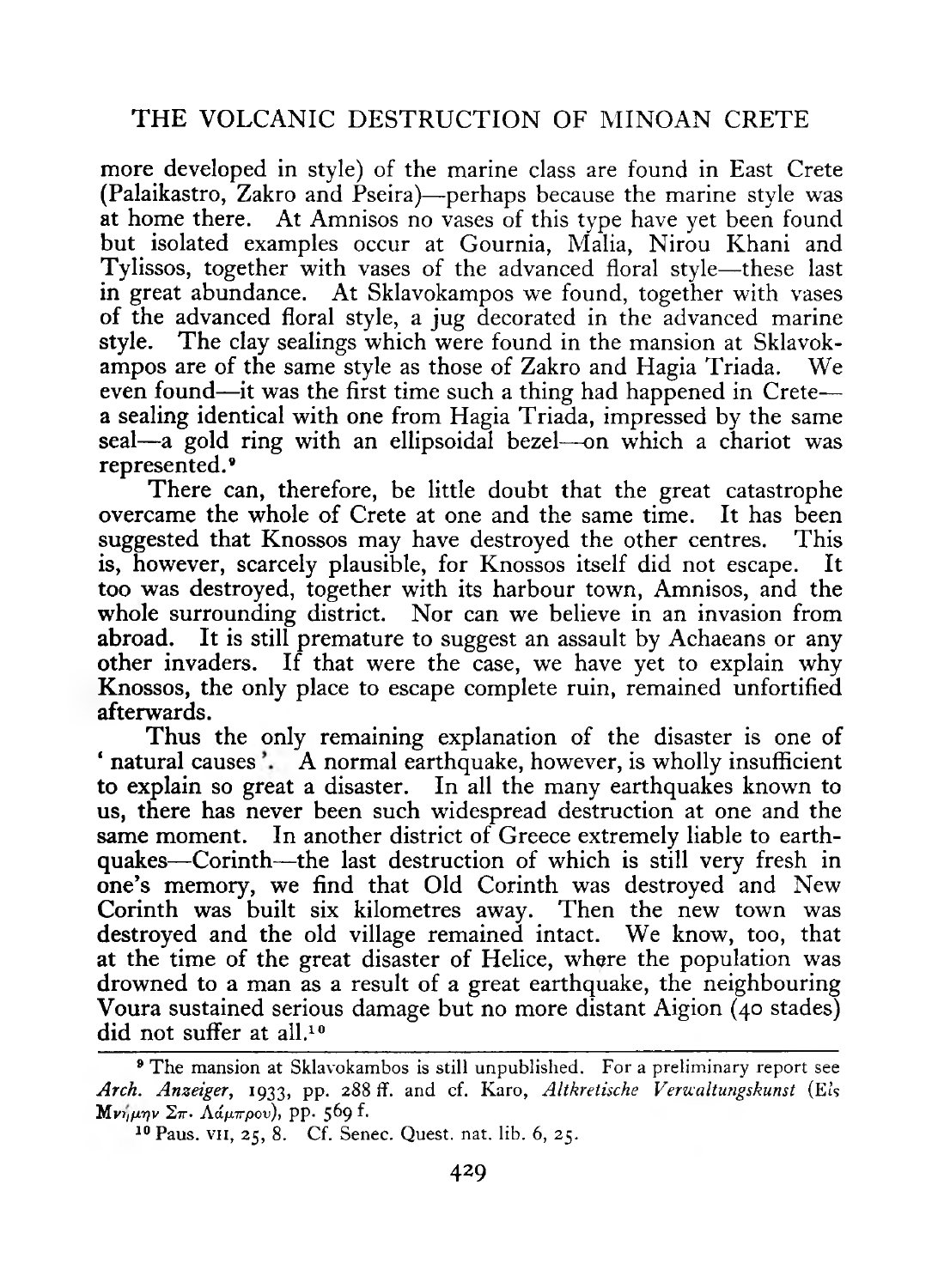more developed in style) of the marine class are found in East Crete (Palaikastro, Zakro and Pseira)—perhaps because the marine style was at home there. At Amnisos no vases of this type have yet been found but isolated examples occur at Gournia, Malia, Nirou Khani and Tylissos, together with vases of the advanced floral style—these last in great abundance. At Sklavokampos we found, together with vases of the advanced floral style, a jug decorated in the advanced marine style. The clay sealings which were found in the mansion at Sklavokampos are of the same style as those of Zakro and Hagia Triada. We even found—it was the first time such a thing had happened in Crete—a sealing identical with one from Hagia Triada, impressed by the same seal—a gold ring with an ellipsoidal bezel—on which a chariot was represented.[9]

There can, therefore, be little doubt that the great catastrophe overcame the whole of Crete at one and the same time. It has been suggested that Knossos may have destroyed the other centres. This is, however, scarcely plausible, for Knossos itself did not escape. It too was destroyed, together with its harbour town, Amnisos, and the whole surrounding district. Nor can we believe in an invasion from abroad. It is still premature to suggest an assault by Achaeans or any other invaders. If that were the case, we have yet to explain why Knossos, the only place to escape complete ruin, remained unfortified afterwards.

Thus the only remaining explanation of the disaster is one of 'natural causes'. A normal earthquake, however, is wholly insufficient to explain so great a disaster. In all the many earthquakes known to us, there has never been such widespread destruction at one and the same moment. In another district of Greece extremely liable to earthquakes—Corinth—the last destruction of which is still very fresh in one's memory, we find that Old Corinth was destroyed and New Corinth was built six kilometres away. Then the new town was destroyed and the old village remained intact. We know, too, that at the time of the great disaster of Helice, where the population was drowned to a man as a result of a great earthquake, the neighbouring Voura sustained serious damage but no more distant Aigion (40 stades) did not suffer at all.[10]

---

[9] The mansion at Sklavokambos is still unpublished. For a preliminary report see *Arch. Anzeiger*, 1933, pp. 288 ff. and cf. Karo, *Altkretische Verwaltungskunst* (Εἰς Μνήμην Σπ. Λάμπρου), pp. 569 f.

[10] Paus. VII, 25, 8. Cf. Senec. Quest. nat. lib. 6, 25.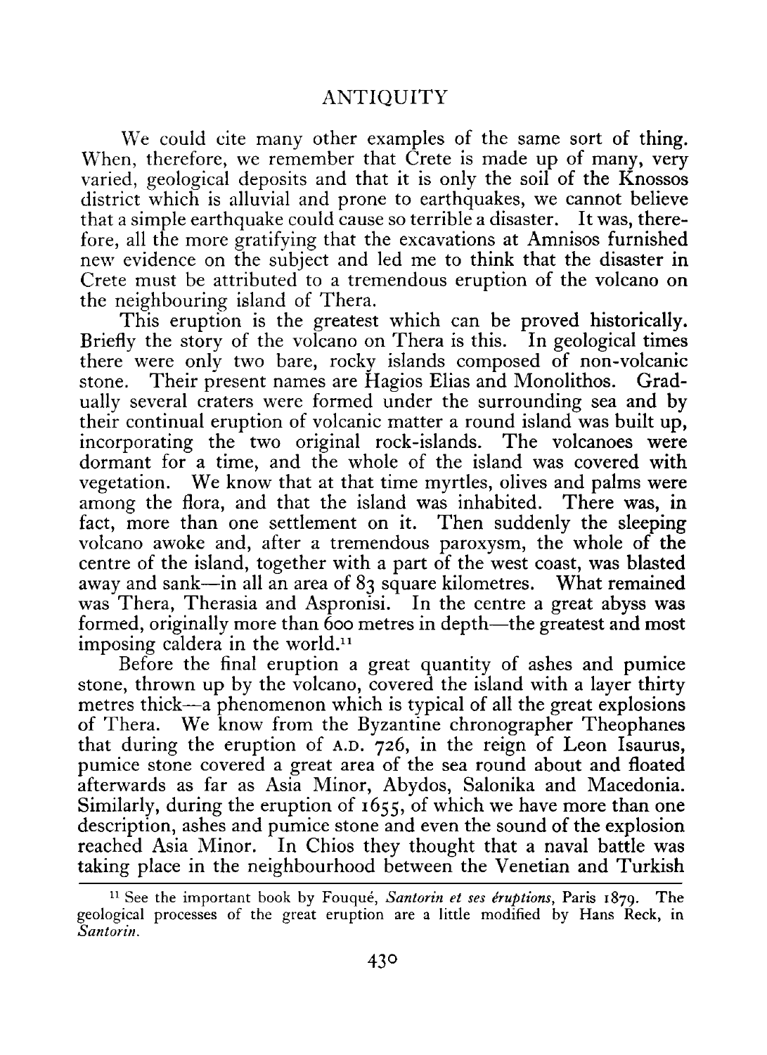We could cite many other examples of the same sort of thing. When, therefore, we remember that Crete is made up of many, very varied, geological deposits and that it is only the soil of the Knossos district which is alluvial and prone to earthquakes, we cannot believe that a simple earthquake could cause so terrible a disaster. It was, therefore, all the more gratifying that the excavations at Amnisos furnished new evidence on the subject and led me to think that the disaster in Crete must be attributed to a tremendous eruption of the volcano on the neighbouring island of Thera.

This eruption is the greatest which can be proved historically. Briefly the story of the volcano on Thera is this. In geological times there were only two bare, rocky islands composed of non-volcanic stone. Their present names are Hagios Elias and Monolithos. Gradually several craters were formed under the surrounding sea and by their continual eruption of volcanic matter a round island was built up, incorporating the two original rock-islands. The volcanoes were dormant for a time, and the whole of the island was covered with vegetation. We know that at that time myrtles, olives and palms were among the flora, and that the island was inhabited. There was, in fact, more than one settlement on it. Then suddenly the sleeping volcano awoke and, after a tremendous paroxysm, the whole of the centre of the island, together with a part of the west coast, was blasted away and sank—in all an area of 83 square kilometres. What remained was Thera, Therasia and Aspronisi. In the centre a great abyss was formed, originally more than 600 metres in depth—the greatest and most imposing caldera in the world.[11]

Before the final eruption a great quantity of ashes and pumice stone, thrown up by the volcano, covered the island with a layer thirty metres thick—a phenomenon which is typical of all the great explosions of Thera. We know from the Byzantine chronographer Theophanes that during the eruption of A.D. 726, in the reign of Leon Isaurus, pumice stone covered a great area of the sea round about and floated afterwards as far as Asia Minor, Abydos, Salonika and Macedonia. Similarly, during the eruption of 1655, of which we have more than one description, ashes and pumice stone and even the sound of the explosion reached Asia Minor. In Chios they thought that a naval battle was taking place in the neighbourhood between the Venetian and Turkish

---

[11] See the important book by Fouqué, *Santorin et ses éruptions*, Paris 1879. The geological processes of the great eruption are a little modified by Hans Reck, in *Santorin*.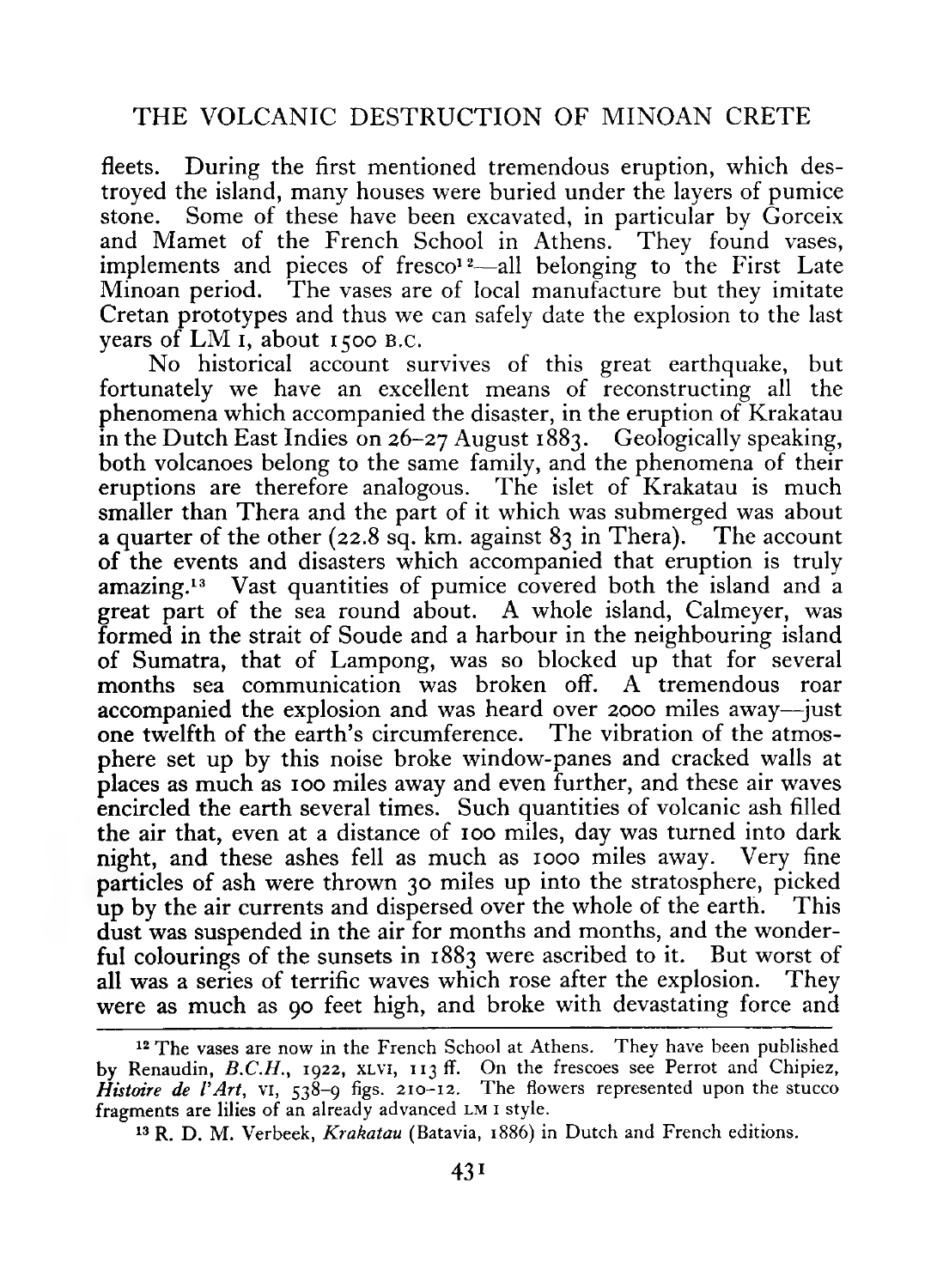fleets. During the first mentioned tremendous eruption, which destroyed the island, many houses were buried under the layers of pumice stone. Some of these have been excavated, in particular by Gorceix and Mamet of the French School in Athens. They found vases, implements and pieces of fresco[12]—all belonging to the First Late Minoan period. The vases are of local manufacture but they imitate Cretan prototypes and thus we can safely date the explosion to the last years of LM I, about 1500 B.C.

No historical account survives of this great earthquake, but fortunately we have an excellent means of reconstructing all the phenomena which accompanied the disaster, in the eruption of Krakatau in the Dutch East Indies on 26–27 August 1883. Geologically speaking, both volcanoes belong to the same family, and the phenomena of their eruptions are therefore analogous. The islet of Krakatau is much smaller than Thera and the part of it which was submerged was about a quarter of the other (22.8 sq. km. against 83 in Thera). The account of the events and disasters which accompanied that eruption is truly amazing.[13] Vast quantities of pumice covered both the island and a great part of the sea round about. A whole island, Calmeyer, was formed in the strait of Soude and a harbour in the neighbouring island of Sumatra, that of Lampong, was so blocked up that for several months sea communication was broken off. A tremendous roar accompanied the explosion and was heard over 2000 miles away—just one twelfth of the earth's circumference. The vibration of the atmosphere set up by this noise broke window-panes and cracked walls at places as much as 100 miles away and even further, and these air waves encircled the earth several times. Such quantities of volcanic ash filled the air that, even at a distance of 100 miles, day was turned into dark night, and these ashes fell as much as 1000 miles away. Very fine particles of ash were thrown 30 miles up into the stratosphere, picked up by the air currents and dispersed over the whole of the earth. This dust was suspended in the air for months and months, and the wonderful colourings of the sunsets in 1883 were ascribed to it. But worst of all was a series of terrific waves which rose after the explosion. They were as much as 90 feet high, and broke with devastating force and

---

[12] The vases are now in the French School at Athens. They have been published by Renaudin, *B.C.H.*, 1922, XLVI, 113 ff. On the frescoes see Perrot and Chipiez, *Histoire de l'Art*, VI, 538–9 figs. 210–12. The flowers represented upon the stucco fragments are lilies of an already advanced LM I style.

[13] R. D. M. Verbeek, *Krakatau* (Batavia, 1886) in Dutch and French editions.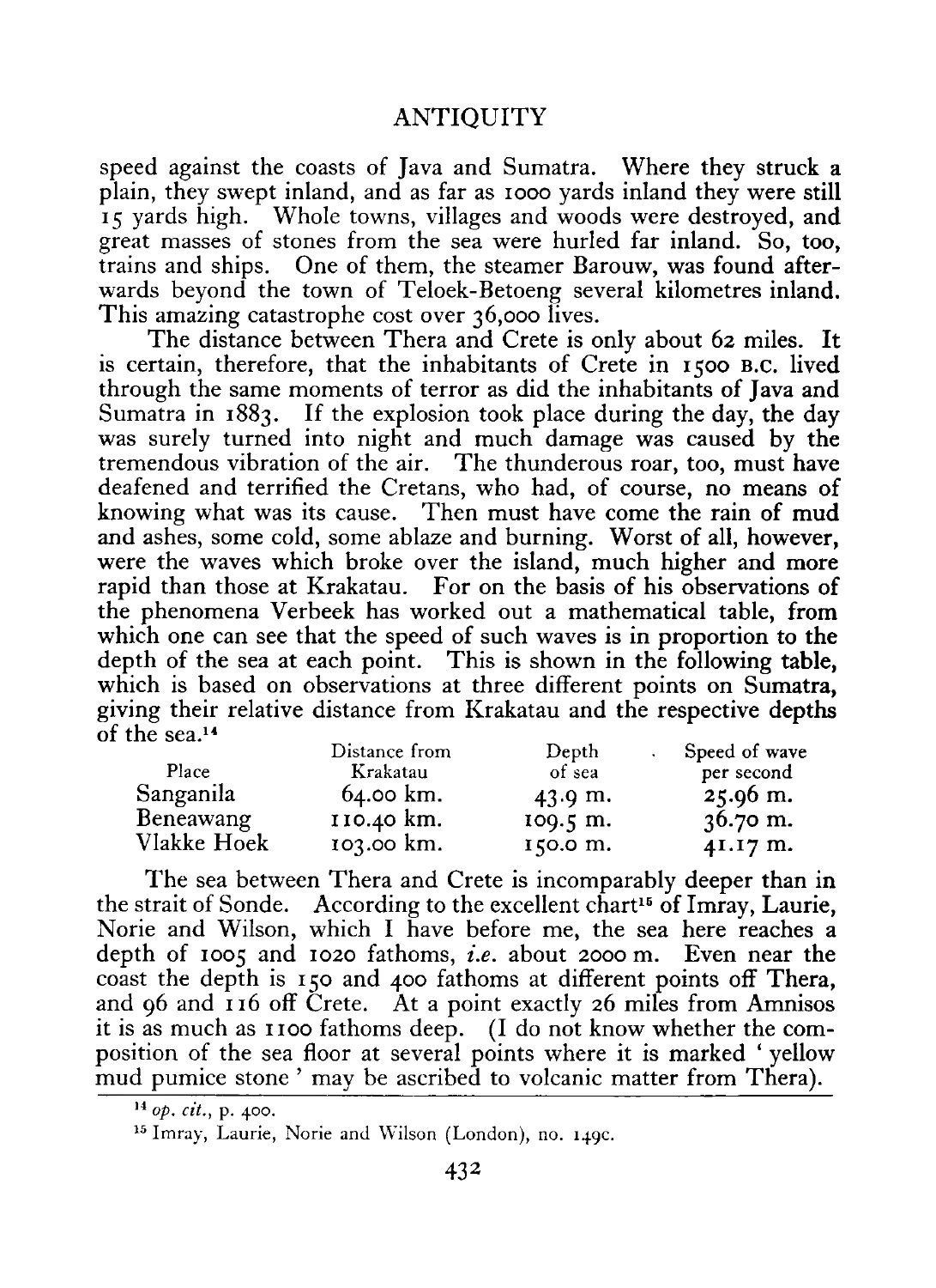speed against the coasts of Java and Sumatra. Where they struck a plain, they swept inland, and as far as 1000 yards inland they were still 15 yards high. Whole towns, villages and woods were destroyed, and great masses of stones from the sea were hurled far inland. So, too, trains and ships. One of them, the steamer Barouw, was found afterwards beyond the town of Teloek-Betoeng several kilometres inland. This amazing catastrophe cost over 36,000 lives.

The distance between Thera and Crete is only about 62 miles. It is certain, therefore, that the inhabitants of Crete in 1500 B.C. lived through the same moments of terror as did the inhabitants of Java and Sumatra in 1883. If the explosion took place during the day, the day was surely turned into night and much damage was caused by the tremendous vibration of the air. The thunderous roar, too, must have deafened and terrified the Cretans, who had, of course, no means of knowing what was its cause. Then must have come the rain of mud and ashes, some cold, some ablaze and burning. Worst of all, however, were the waves which broke over the island, much higher and more rapid than those at Krakatau. For on the basis of his observations of the phenomena Verbeek has worked out a mathematical table, from which one can see that the speed of such waves is in proportion to the depth of the sea at each point. This is shown in the following table, which is based on observations at three different points on Sumatra, giving their relative distance from Krakatau and the respective depths of the sea.[14]

| Place | Distance from Krakatau | Depth of sea | Speed of wave per second |
|---|---|---|---|
| Sanganila | 64.00 km. | 43.9 m. | 25.96 m. |
| Beneawang | 110.40 km. | 109.5 m. | 36.70 m. |
| Vlakke Hoek | 103.00 km. | 150.0 m. | 41.17 m. |

The sea between Thera and Crete is incomparably deeper than in the strait of Sonde. According to the excellent chart[15] of Imray, Laurie, Norie and Wilson, which I have before me, the sea here reaches a depth of 1005 and 1020 fathoms, *i.e.* about 2000 m. Even near the coast the depth is 150 and 400 fathoms at different points off Thera, and 96 and 116 off Crete. At a point exactly 26 miles from Amnisos it is as much as 1100 fathoms deep. (I do not know whether the composition of the sea floor at several points where it is marked 'yellow mud pumice stone' may be ascribed to volcanic matter from Thera).

[14] *op. cit.*, p. 400.

[15] Imray, Laurie, Norie and Wilson (London), no. 149c.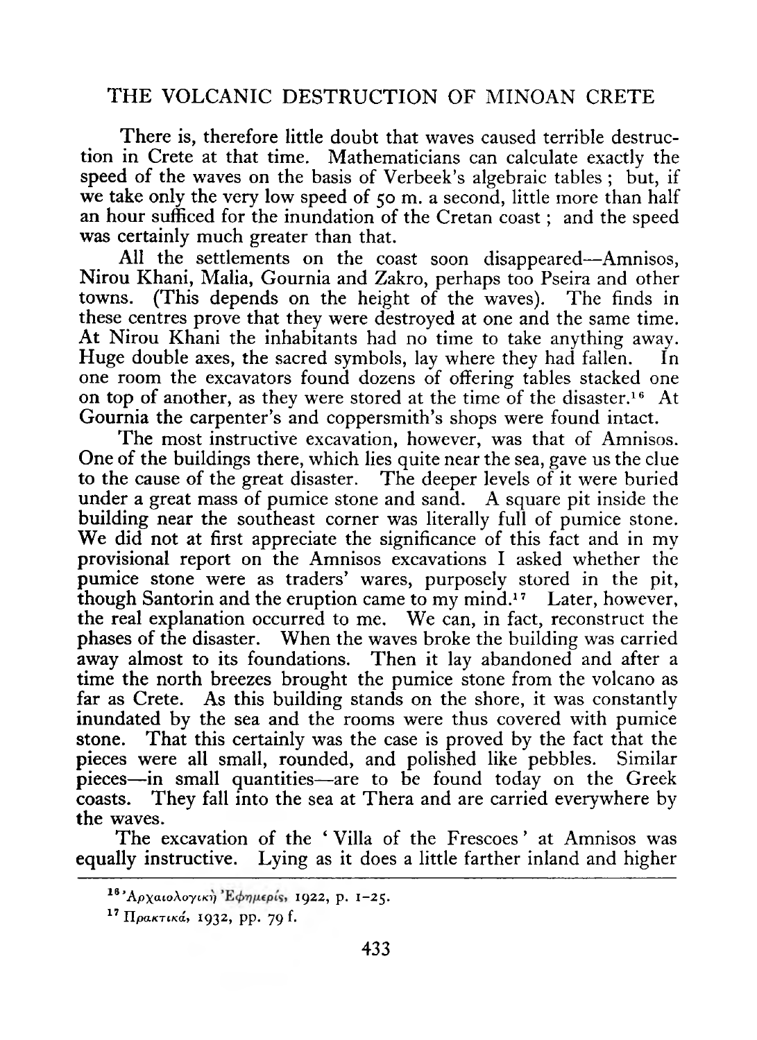There is, therefore little doubt that waves caused terrible destruction in Crete at that time. Mathematicians can calculate exactly the speed of the waves on the basis of Verbeek's algebraic tables; but, if we take only the very low speed of 50 m. a second, little more than half an hour sufficed for the inundation of the Cretan coast; and the speed was certainly much greater than that.

All the settlements on the coast soon disappeared—Amnisos, Nirou Khani, Malia, Gournia and Zakro, perhaps too Pseira and other towns. (This depends on the height of the waves). The finds in these centres prove that they were destroyed at one and the same time. At Nirou Khani the inhabitants had no time to take anything away. Huge double axes, the sacred symbols, lay where they had fallen. In one room the excavators found dozens of offering tables stacked one on top of another, as they were stored at the time of the disaster.[16] At Gournia the carpenter's and coppersmith's shops were found intact.

The most instructive excavation, however, was that of Amnisos. One of the buildings there, which lies quite near the sea, gave us the clue to the cause of the great disaster. The deeper levels of it were buried under a great mass of pumice stone and sand. A square pit inside the building near the southeast corner was literally full of pumice stone. We did not at first appreciate the significance of this fact and in my provisional report on the Amnisos excavations I asked whether the pumice stone were as traders' wares, purposely stored in the pit, though Santorin and the eruption came to my mind.[17] Later, however, the real explanation occurred to me. We can, in fact, reconstruct the phases of the disaster. When the waves broke the building was carried away almost to its foundations. Then it lay abandoned and after a time the north breezes brought the pumice stone from the volcano as far as Crete. As this building stands on the shore, it was constantly inundated by the sea and the rooms were thus covered with pumice stone. That this certainly was the case is proved by the fact that the pieces were all small, rounded, and polished like pebbles. Similar pieces—in small quantities—are to be found today on the Greek coasts. They fall into the sea at Thera and are carried everywhere by the waves.

The excavation of the 'Villa of the Frescoes' at Amnisos was equally instructive. Lying as it does a little farther inland and higher

---

[16] Ἀρχαιολογικὴ Ἐφημερίς, 1922, p. 1–25.

[17] Πρακτικά, 1932, pp. 79 f.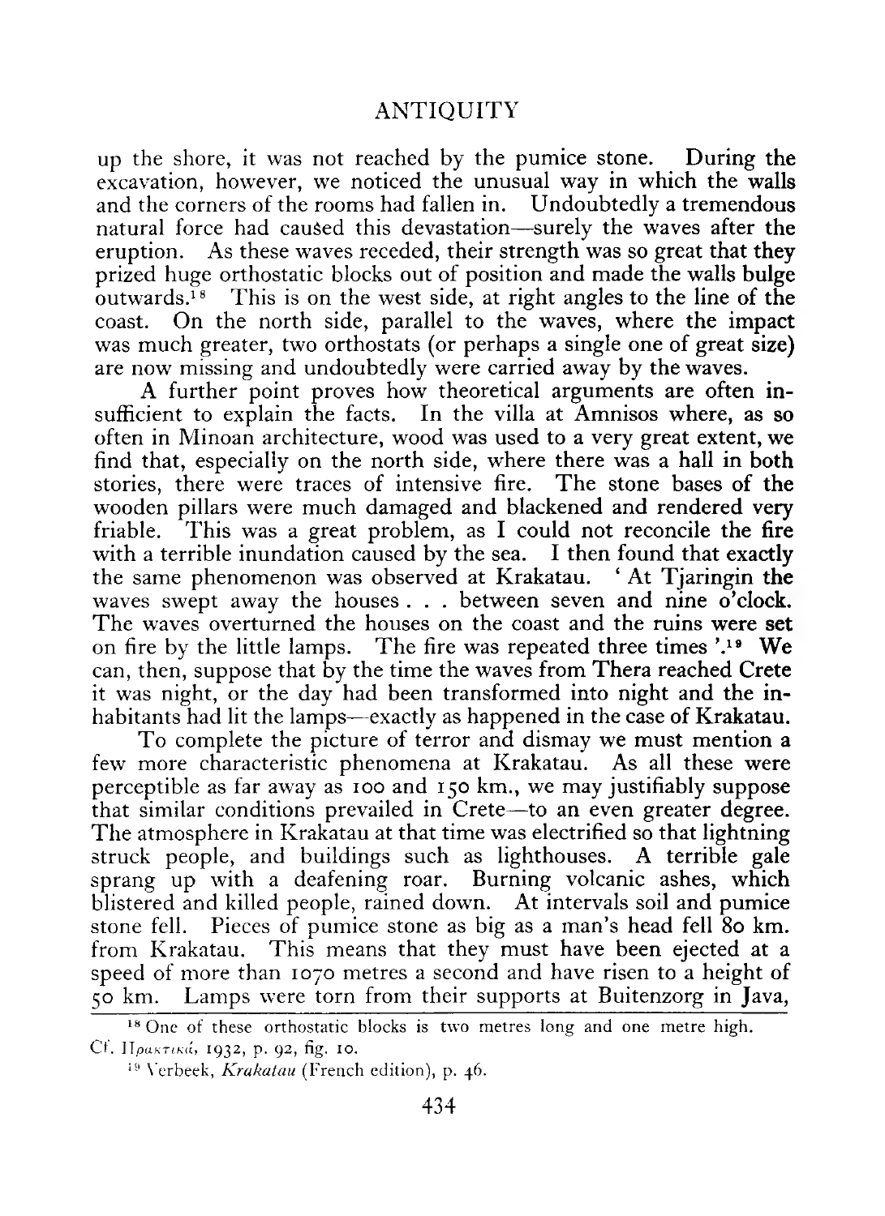up the shore, it was not reached by the pumice stone. During the excavation, however, we noticed the unusual way in which the walls and the corners of the rooms had fallen in. Undoubtedly a tremendous natural force had caused this devastation—surely the waves after the eruption. As these waves receded, their strength was so great that they prized huge orthostatic blocks out of position and made the walls bulge outwards.[18] This is on the west side, at right angles to the line of the coast. On the north side, parallel to the waves, where the impact was much greater, two orthostats (or perhaps a single one of great size) are now missing and undoubtedly were carried away by the waves.

A further point proves how theoretical arguments are often insufficient to explain the facts. In the villa at Amnisos where, as so often in Minoan architecture, wood was used to a very great extent, we find that, especially on the north side, where there was a hall in both stories, there were traces of intensive fire. The stone bases of the wooden pillars were much damaged and blackened and rendered very friable. This was a great problem, as I could not reconcile the fire with a terrible inundation caused by the sea. I then found that exactly the same phenomenon was observed at Krakatau. 'At Tjaringin the waves swept away the houses . . . between seven and nine o'clock. The waves overturned the houses on the coast and the ruins were set on fire by the little lamps. The fire was repeated three times '.[19] We can, then, suppose that by the time the waves from Thera reached Crete it was night, or the day had been transformed into night and the inhabitants had lit the lamps—exactly as happened in the case of Krakatau.

To complete the picture of terror and dismay we must mention a few more characteristic phenomena at Krakatau. As all these were perceptible as far away as 100 and 150 km., we may justifiably suppose that similar conditions prevailed in Crete—to an even greater degree. The atmosphere in Krakatau at that time was electrified so that lightning struck people, and buildings such as lighthouses. A terrible gale sprang up with a deafening roar. Burning volcanic ashes, which blistered and killed people, rained down. At intervals soil and pumice stone fell. Pieces of pumice stone as big as a man's head fell 80 km. from Krakatau. This means that they must have been ejected at a speed of more than 1070 metres a second and have risen to a height of 50 km. Lamps were torn from their supports at Buitenzorg in Java,

---

[18] One of these orthostatic blocks is two metres long and one metre high. Cf. Πρακτικά, 1932, p. 92, fig. 10.

[19] Verbeek, *Krakatau* (French edition), p. 46.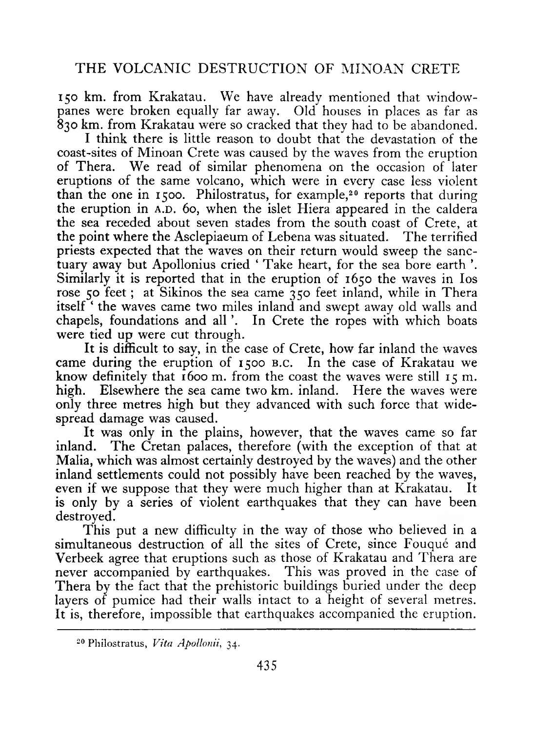150 km. from Krakatau. We have already mentioned that window-panes were broken equally far away. Old houses in places as far as 830 km. from Krakatau were so cracked that they had to be abandoned.

I think there is little reason to doubt that the devastation of the coast-sites of Minoan Crete was caused by the waves from the eruption of Thera. We read of similar phenomena on the occasion of later eruptions of the same volcano, which were in every case less violent than the one in 1500. Philostratus, for example,[20] reports that during the eruption in A.D. 60, when the islet Hiera appeared in the caldera the sea receded about seven stades from the south coast of Crete, at the point where the Asclepiaeum of Lebena was situated. The terrified priests expected that the waves on their return would sweep the sanctuary away but Apollonius cried 'Take heart, for the sea bore earth'. Similarly it is reported that in the eruption of 1650 the waves in Ios rose 50 feet; at Sikinos the sea came 350 feet inland, while in Thera itself 'the waves came two miles inland and swept away old walls and chapels, foundations and all'. In Crete the ropes with which boats were tied up were cut through.

It is difficult to say, in the case of Crete, how far inland the waves came during the eruption of 1500 B.C. In the case of Krakatau we know definitely that 1600 m. from the coast the waves were still 15 m. high. Elsewhere the sea came two km. inland. Here the waves were only three metres high but they advanced with such force that widespread damage was caused.

It was only in the plains, however, that the waves came so far inland. The Cretan palaces, therefore (with the exception of that at Malia, which was almost certainly destroyed by the waves) and the other inland settlements could not possibly have been reached by the waves, even if we suppose that they were much higher than at Krakatau. It is only by a series of violent earthquakes that they can have been destroyed.

This put a new difficulty in the way of those who believed in a simultaneous destruction of all the sites of Crete, since Fouqué and Verbeek agree that eruptions such as those of Krakatau and Thera are never accompanied by earthquakes. This was proved in the case of Thera by the fact that the prehistoric buildings buried under the deep layers of pumice had their walls intact to a height of several metres. It is, therefore, impossible that earthquakes accompanied the eruption.

---

[20] Philostratus, *Vita Apollonii*, 34.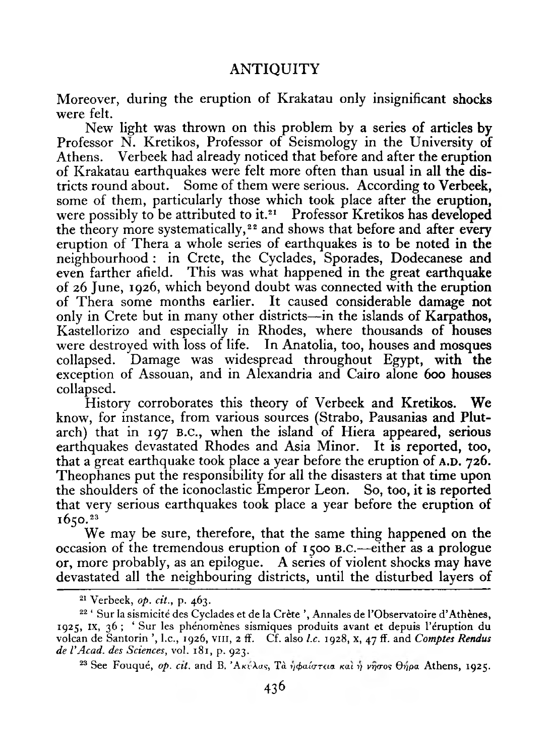Moreover, during the eruption of Krakatau only insignificant shocks were felt.

New light was thrown on this problem by a series of articles by Professor N. Kretikos, Professor of Seismology in the University of Athens. Verbeek had already noticed that before and after the eruption of Krakatau earthquakes were felt more often than usual in all the districts round about. Some of them were serious. According to Verbeek, some of them, particularly those which took place after the eruption, were possibly to be attributed to it.[21] Professor Kretikos has developed the theory more systematically,[22] and shows that before and after every eruption of Thera a whole series of earthquakes is to be noted in the neighbourhood: in Crete, the Cyclades, Sporades, Dodecanese and even farther afield. This was what happened in the great earthquake of 26 June, 1926, which beyond doubt was connected with the eruption of Thera some months earlier. It caused considerable damage not only in Crete but in many other districts—in the islands of Karpathos, Kastellorizo and especially in Rhodes, where thousands of houses were destroyed with loss of life. In Anatolia, too, houses and mosques collapsed. Damage was widespread throughout Egypt, with the exception of Assouan, and in Alexandria and Cairo alone 600 houses collapsed.

History corroborates this theory of Verbeek and Kretikos. We know, for instance, from various sources (Strabo, Pausanias and Plutarch) that in 197 B.C., when the island of Hiera appeared, serious earthquakes devastated Rhodes and Asia Minor. It is reported, too, that a great earthquake took place a year before the eruption of A.D. 726. Theophanes put the responsibility for all the disasters at that time upon the shoulders of the iconoclastic Emperor Leon. So, too, it is reported that very serious earthquakes took place a year before the eruption of 1650.[23]

We may be sure, therefore, that the same thing happened on the occasion of the tremendous eruption of 1500 B.C.—either as a prologue or, more probably, as an epilogue. A series of violent shocks may have devastated all the neighbouring districts, until the disturbed layers of

---

[21] Verbeek, *op. cit.*, p. 463.

[22] 'Sur la sismicité des Cyclades et de la Crète', Annales de l'Observatoire d'Athènes, 1925, IX, 36; 'Sur les phénomènes sismiques produits avant et depuis l'éruption du volcan de Santorin', l.c., 1926, VIII, 2 ff. Cf. also *l.c.* 1928, X, 47 ff. and *Comptes Rendus de l'Acad. des Sciences*, vol. 181, p. 923.

[23] See Fouqué, *op. cit.* and Β. Ἀκύλας, Τὰ ἡφαίστεια καὶ ἡ νῆσος Θήρα Athens, 1925.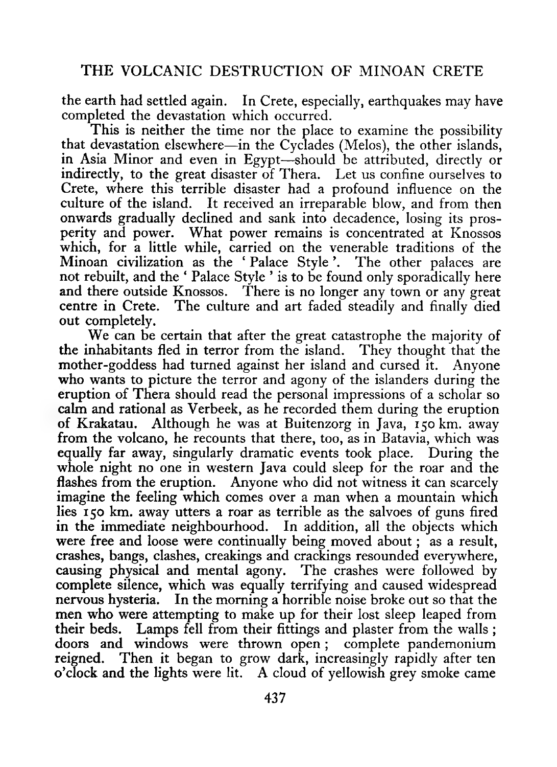the earth had settled again. In Crete, especially, earthquakes may have completed the devastation which occurred.

This is neither the time nor the place to examine the possibility that devastation elsewhere—in the Cyclades (Melos), the other islands, in Asia Minor and even in Egypt—should be attributed, directly or indirectly, to the great disaster of Thera. Let us confine ourselves to Crete, where this terrible disaster had a profound influence on the culture of the island. It received an irreparable blow, and from then onwards gradually declined and sank into decadence, losing its prosperity and power. What power remains is concentrated at Knossos which, for a little while, carried on the venerable traditions of the Minoan civilization as the 'Palace Style'. The other palaces are not rebuilt, and the 'Palace Style' is to be found only sporadically here and there outside Knossos. There is no longer any town or any great centre in Crete. The culture and art faded steadily and finally died out completely.

We can be certain that after the great catastrophe the majority of the inhabitants fled in terror from the island. They thought that the mother-goddess had turned against her island and cursed it. Anyone who wants to picture the terror and agony of the islanders during the eruption of Thera should read the personal impressions of a scholar so calm and rational as Verbeek, as he recorded them during the eruption of Krakatau. Although he was at Buitenzorg in Java, 150 km. away from the volcano, he recounts that there, too, as in Batavia, which was equally far away, singularly dramatic events took place. During the whole night no one in western Java could sleep for the roar and the flashes from the eruption. Anyone who did not witness it can scarcely imagine the feeling which comes over a man when a mountain which lies 150 km. away utters a roar as terrible as the salvoes of guns fired in the immediate neighbourhood. In addition, all the objects which were free and loose were continually being moved about; as a result, crashes, bangs, clashes, creakings and crackings resounded everywhere, causing physical and mental agony. The crashes were followed by complete silence, which was equally terrifying and caused widespread nervous hysteria. In the morning a horrible noise broke out so that the men who were attempting to make up for their lost sleep leaped from their beds. Lamps fell from their fittings and plaster from the walls; doors and windows were thrown open; complete pandemonium reigned. Then it began to grow dark, increasingly rapidly after ten o'clock and the lights were lit. A cloud of yellowish grey smoke came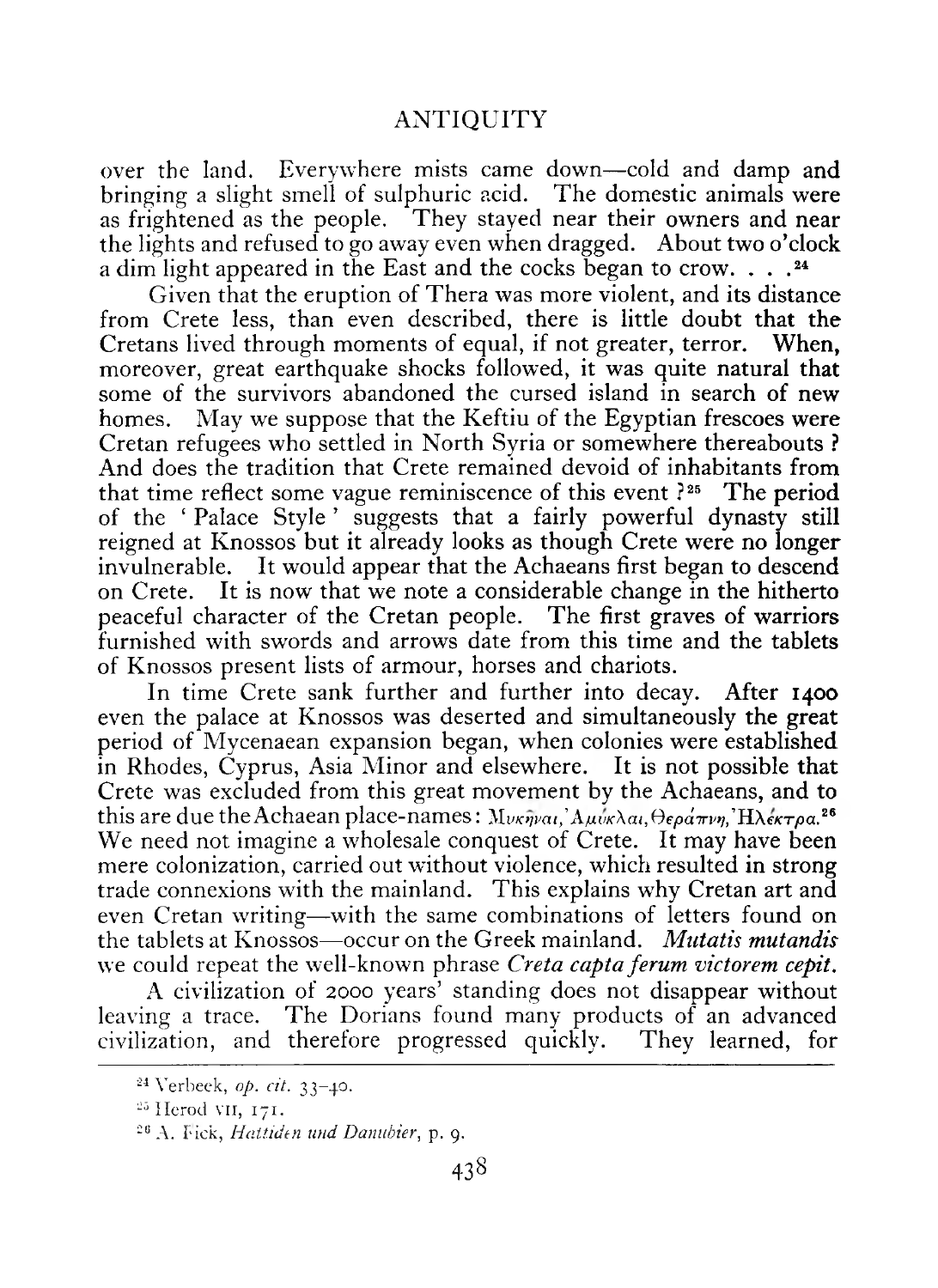over the land. Everywhere mists came down—cold and damp and bringing a slight smell of sulphuric acid. The domestic animals were as frightened as the people. They stayed near their owners and near the lights and refused to go away even when dragged. About two o'clock a dim light appeared in the East and the cocks began to crow. . . .[24]

Given that the eruption of Thera was more violent, and its distance from Crete less, than even described, there is little doubt that the Cretans lived through moments of equal, if not greater, terror. When, moreover, great earthquake shocks followed, it was quite natural that some of the survivors abandoned the cursed island in search of new homes. May we suppose that the Keftiu of the Egyptian frescoes were Cretan refugees who settled in North Syria or somewhere thereabouts? And does the tradition that Crete remained devoid of inhabitants from that time reflect some vague reminiscence of this event?[25] The period of the 'Palace Style' suggests that a fairly powerful dynasty still reigned at Knossos but it already looks as though Crete were no longer invulnerable. It would appear that the Achaeans first began to descend on Crete. It is now that we note a considerable change in the hitherto peaceful character of the Cretan people. The first graves of warriors furnished with swords and arrows date from this time and the tablets of Knossos present lists of armour, horses and chariots.

In time Crete sank further and further into decay. After 1400 even the palace at Knossos was deserted and simultaneously the great period of Mycenaean expansion began, when colonies were established in Rhodes, Cyprus, Asia Minor and elsewhere. It is not possible that Crete was excluded from this great movement by the Achaeans, and to this are due the Achaean place-names: Μυκῆναι, Ἀμύκλαι, Θεράπνη, Ἠλέκτρα.[26] We need not imagine a wholesale conquest of Crete. It may have been mere colonization, carried out without violence, which resulted in strong trade connexions with the mainland. This explains why Cretan art and even Cretan writing—with the same combinations of letters found on the tablets at Knossos—occur on the Greek mainland. *Mutatis mutandis* we could repeat the well-known phrase *Creta capta ferum victorem cepit.*

A civilization of 2000 years' standing does not disappear without leaving a trace. The Dorians found many products of an advanced civilization, and therefore progressed quickly. They learned, for

[24] Verbeek, *op. cit.* 33–40.

[25] Herod VII, 171.

[26] A. Fick, *Hattiden und Danubier*, p. 9.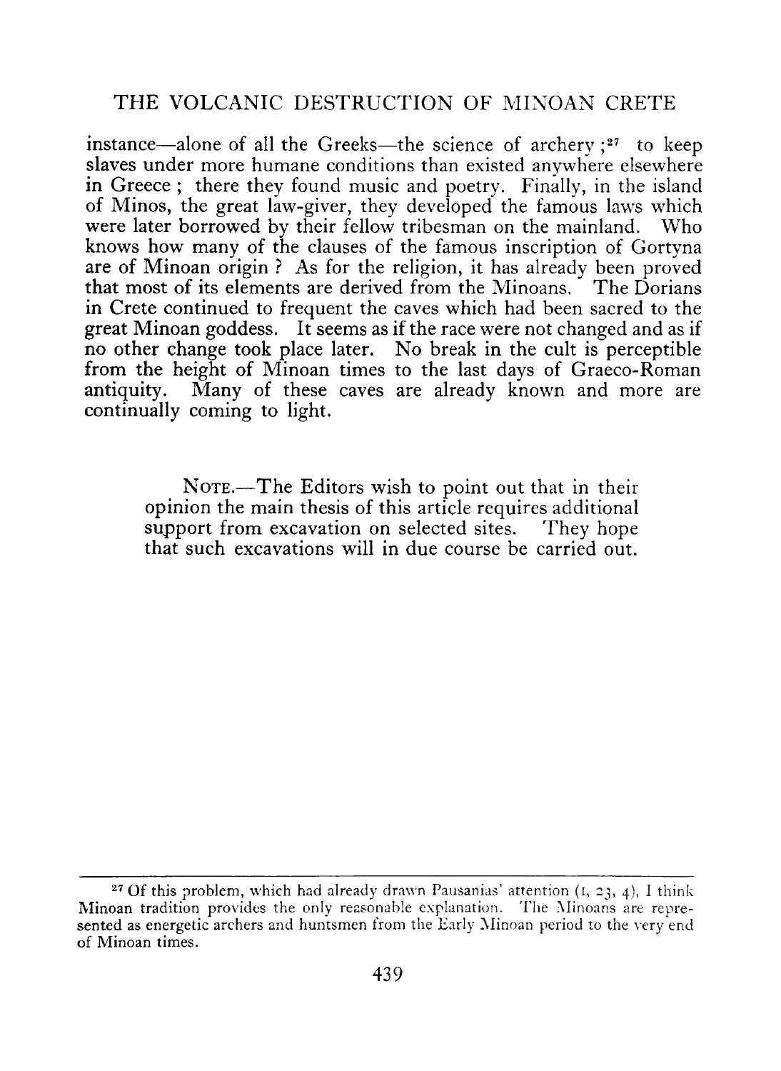instance—alone of all the Greeks—the science of archery;[27] to keep slaves under more humane conditions than existed anywhere elsewhere in Greece; there they found music and poetry. Finally, in the island of Minos, the great law-giver, they developed the famous laws which were later borrowed by their fellow tribesman on the mainland. Who knows how many of the clauses of the famous inscription of Gortyna are of Minoan origin? As for the religion, it has already been proved that most of its elements are derived from the Minoans. The Dorians in Crete continued to frequent the caves which had been sacred to the great Minoan goddess. It seems as if the race were not changed and as if no other change took place later. No break in the cult is perceptible from the height of Minoan times to the last days of Graeco-Roman antiquity. Many of these caves are already known and more are continually coming to light.

> NOTE.—The Editors wish to point out that in their opinion the main thesis of this article requires additional support from excavation on selected sites. They hope that such excavations will in due course be carried out.

---

[27] Of this problem, which had already drawn Pausanias' attention (I, 23, 4), I think Minoan tradition provides the only reasonable explanation. The Minoans are represented as energetic archers and huntsmen from the Early Minoan period to the very end of Minoan times.